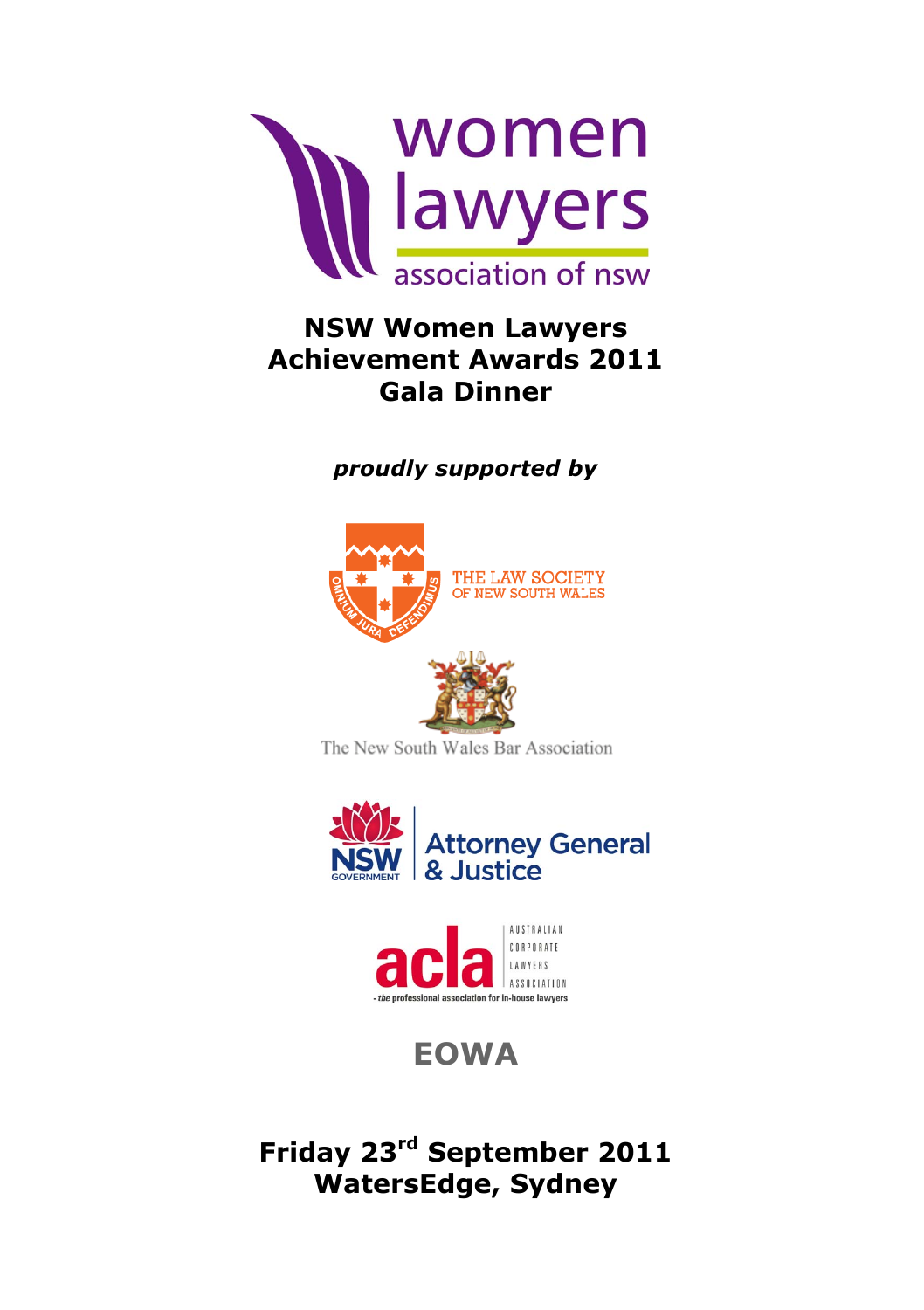women lawyers association of nsw

# NSW Women Lawyers Achievement Awards 2011 Gala Dinner

***proudly supported by***

THE LAW SOCIETY OF NEW SOUTH WALES

OMNIUM JURA DEFENDIMUS

The New South Wales Bar Association

NSW GOVERNMENT Attorney General & Justice

acla AUSTRALIAN CORPORATE LAWYERS ASSOCIATION - the professional association for in-house lawyers

**EOWA**

## Friday 23rd September 2011
## WatersEdge, Sydney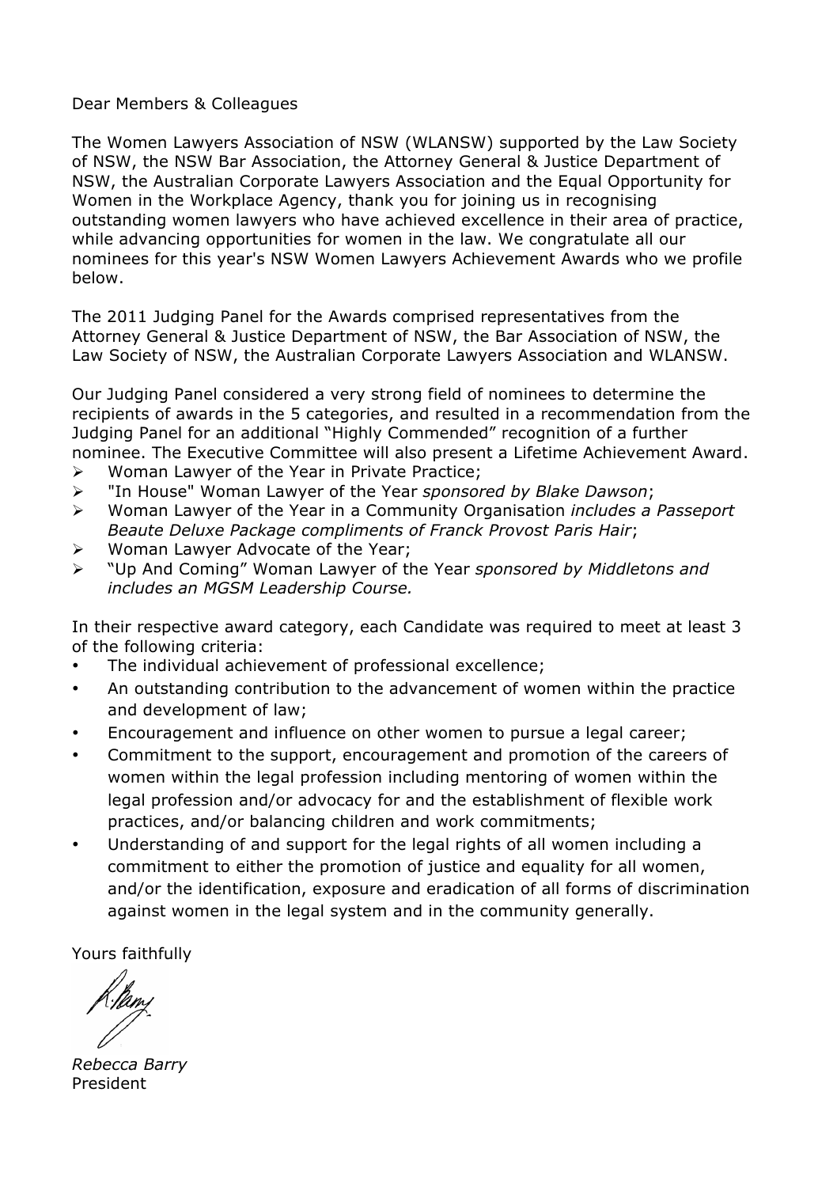Dear Members & Colleagues

The Women Lawyers Association of NSW (WLANSW) supported by the Law Society of NSW, the NSW Bar Association, the Attorney General & Justice Department of NSW, the Australian Corporate Lawyers Association and the Equal Opportunity for Women in the Workplace Agency, thank you for joining us in recognising outstanding women lawyers who have achieved excellence in their area of practice, while advancing opportunities for women in the law. We congratulate all our nominees for this year's NSW Women Lawyers Achievement Awards who we profile below.

The 2011 Judging Panel for the Awards comprised representatives from the Attorney General & Justice Department of NSW, the Bar Association of NSW, the Law Society of NSW, the Australian Corporate Lawyers Association and WLANSW.

Our Judging Panel considered a very strong field of nominees to determine the recipients of awards in the 5 categories, and resulted in a recommendation from the Judging Panel for an additional "Highly Commended" recognition of a further nominee. The Executive Committee will also present a Lifetime Achievement Award.

- Woman Lawyer of the Year in Private Practice;
- "In House" Woman Lawyer of the Year *sponsored by Blake Dawson*;
- Woman Lawyer of the Year in a Community Organisation *includes a Passeport Beaute Deluxe Package compliments of Franck Provost Paris Hair*;
- Woman Lawyer Advocate of the Year;
- "Up And Coming" Woman Lawyer of the Year *sponsored by Middletons and includes an MGSM Leadership Course.*

In their respective award category, each Candidate was required to meet at least 3 of the following criteria:

- The individual achievement of professional excellence;
- An outstanding contribution to the advancement of women within the practice and development of law;
- Encouragement and influence on other women to pursue a legal career;
- Commitment to the support, encouragement and promotion of the careers of women within the legal profession including mentoring of women within the legal profession and/or advocacy for and the establishment of flexible work practices, and/or balancing children and work commitments;
- Understanding of and support for the legal rights of all women including a commitment to either the promotion of justice and equality for all women, and/or the identification, exposure and eradication of all forms of discrimination against women in the legal system and in the community generally.

Yours faithfully

*Rebecca Barry*
President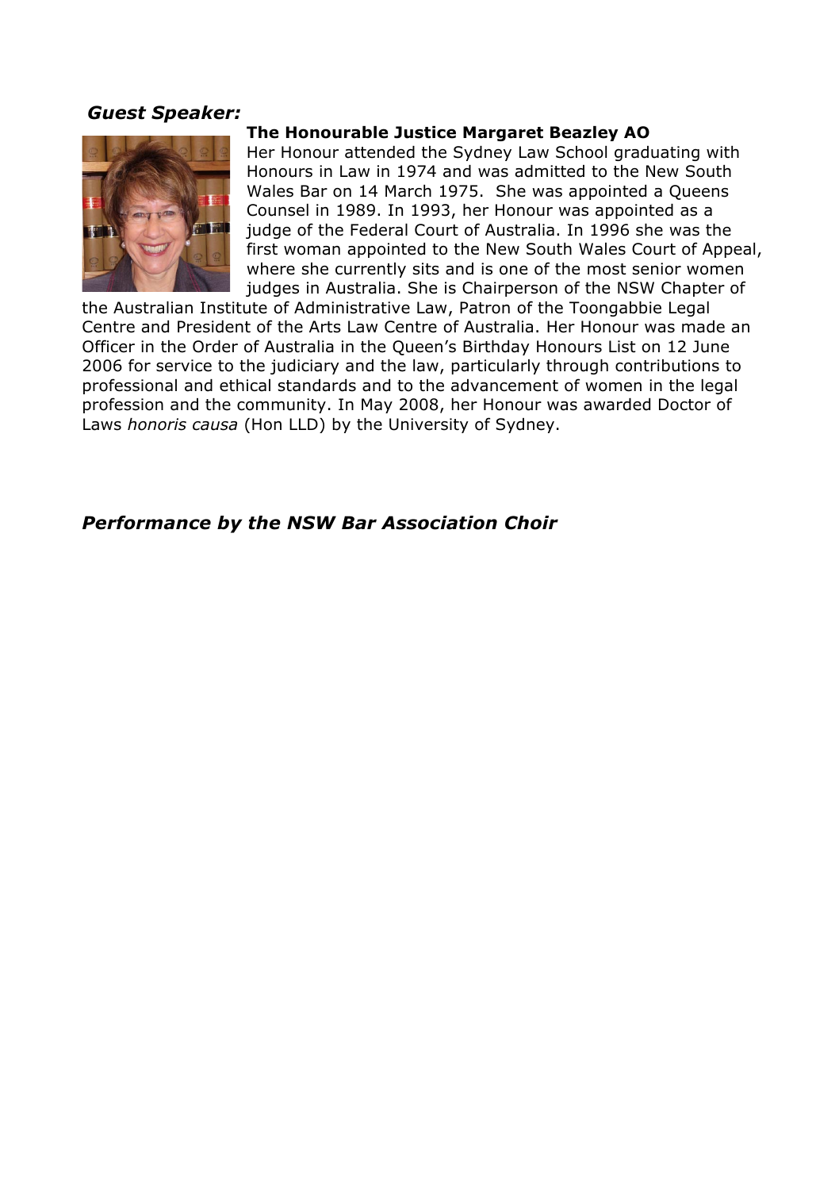***Guest Speaker:***

**The Honourable Justice Margaret Beazley AO**

Her Honour attended the Sydney Law School graduating with Honours in Law in 1974 and was admitted to the New South Wales Bar on 14 March 1975. She was appointed a Queens Counsel in 1989. In 1993, her Honour was appointed as a judge of the Federal Court of Australia. In 1996 she was the first woman appointed to the New South Wales Court of Appeal, where she currently sits and is one of the most senior women judges in Australia. She is Chairperson of the NSW Chapter of the Australian Institute of Administrative Law, Patron of the Toongabbie Legal Centre and President of the Arts Law Centre of Australia. Her Honour was made an Officer in the Order of Australia in the Queen's Birthday Honours List on 12 June 2006 for service to the judiciary and the law, particularly through contributions to professional and ethical standards and to the advancement of women in the legal profession and the community. In May 2008, her Honour was awarded Doctor of Laws *honoris causa* (Hon LLD) by the University of Sydney.

***Performance by the NSW Bar Association Choir***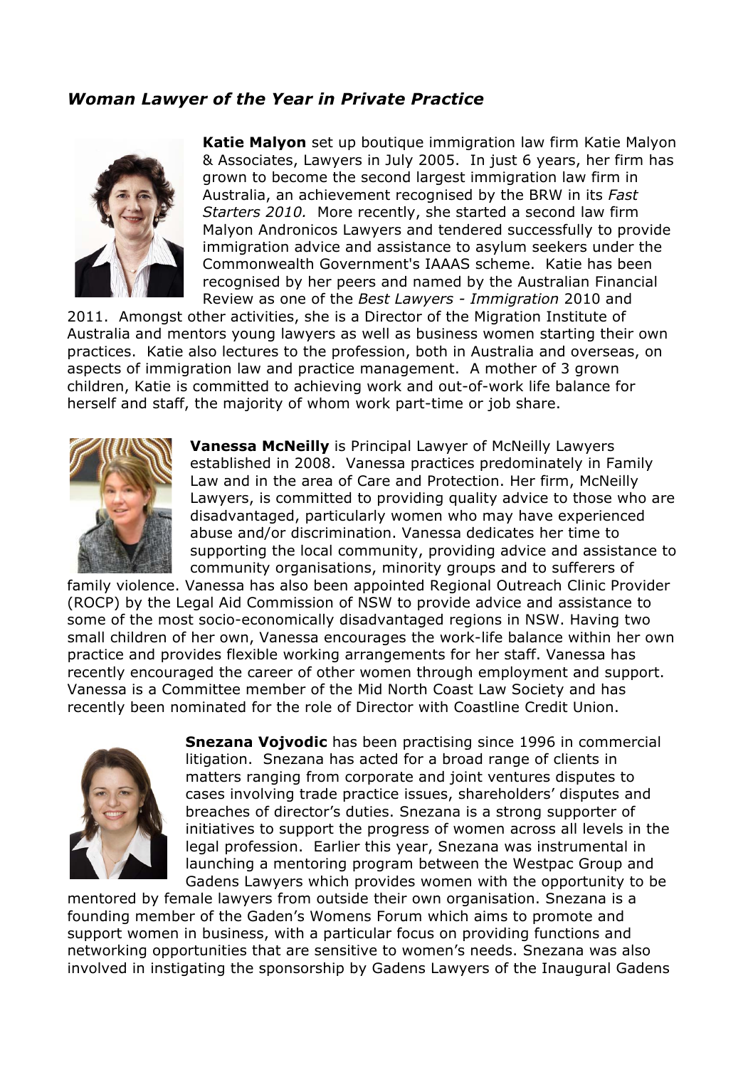## *Woman Lawyer of the Year in Private Practice*

**Katie Malyon** set up boutique immigration law firm Katie Malyon & Associates, Lawyers in July 2005. In just 6 years, her firm has grown to become the second largest immigration law firm in Australia, an achievement recognised by the BRW in its *Fast Starters 2010.* More recently, she started a second law firm Malyon Andronicos Lawyers and tendered successfully to provide immigration advice and assistance to asylum seekers under the Commonwealth Government's IAAAS scheme. Katie has been recognised by her peers and named by the Australian Financial Review as one of the *Best Lawyers - Immigration* 2010 and 2011. Amongst other activities, she is a Director of the Migration Institute of Australia and mentors young lawyers as well as business women starting their own practices. Katie also lectures to the profession, both in Australia and overseas, on aspects of immigration law and practice management. A mother of 3 grown children, Katie is committed to achieving work and out-of-work life balance for herself and staff, the majority of whom work part-time or job share.

**Vanessa McNeilly** is Principal Lawyer of McNeilly Lawyers established in 2008. Vanessa practices predominately in Family Law and in the area of Care and Protection. Her firm, McNeilly Lawyers, is committed to providing quality advice to those who are disadvantaged, particularly women who may have experienced abuse and/or discrimination. Vanessa dedicates her time to supporting the local community, providing advice and assistance to community organisations, minority groups and to sufferers of family violence. Vanessa has also been appointed Regional Outreach Clinic Provider (ROCP) by the Legal Aid Commission of NSW to provide advice and assistance to some of the most socio-economically disadvantaged regions in NSW. Having two small children of her own, Vanessa encourages the work-life balance within her own practice and provides flexible working arrangements for her staff. Vanessa has recently encouraged the career of other women through employment and support. Vanessa is a Committee member of the Mid North Coast Law Society and has recently been nominated for the role of Director with Coastline Credit Union.

**Snezana Vojvodic** has been practising since 1996 in commercial litigation. Snezana has acted for a broad range of clients in matters ranging from corporate and joint ventures disputes to cases involving trade practice issues, shareholders' disputes and breaches of director's duties. Snezana is a strong supporter of initiatives to support the progress of women across all levels in the legal profession. Earlier this year, Snezana was instrumental in launching a mentoring program between the Westpac Group and Gadens Lawyers which provides women with the opportunity to be mentored by female lawyers from outside their own organisation. Snezana is a founding member of the Gaden's Womens Forum which aims to promote and support women in business, with a particular focus on providing functions and networking opportunities that are sensitive to women's needs. Snezana was also involved in instigating the sponsorship by Gadens Lawyers of the Inaugural Gadens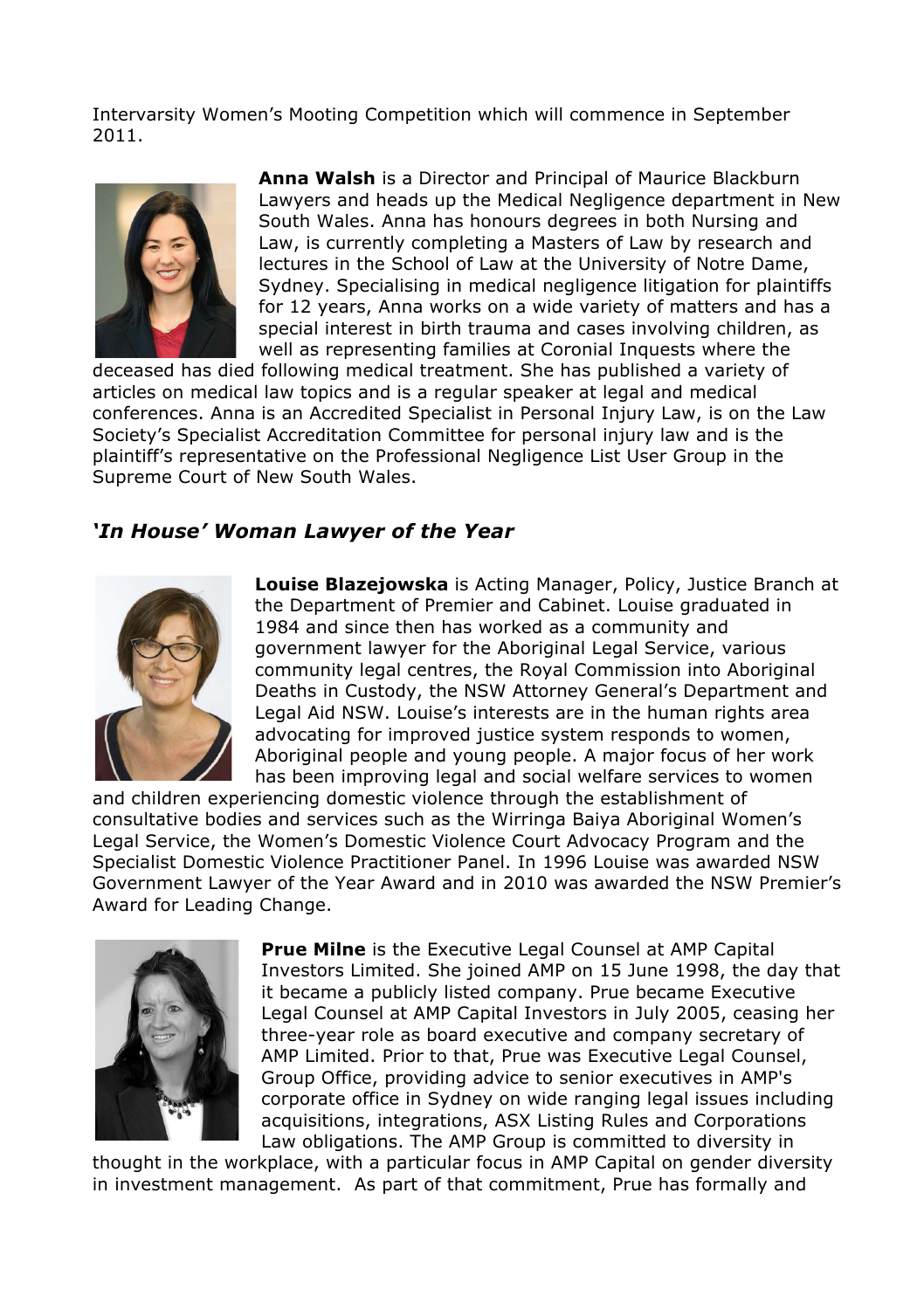Intervarsity Women's Mooting Competition which will commence in September 2011.

**Anna Walsh** is a Director and Principal of Maurice Blackburn Lawyers and heads up the Medical Negligence department in New South Wales. Anna has honours degrees in both Nursing and Law, is currently completing a Masters of Law by research and lectures in the School of Law at the University of Notre Dame, Sydney. Specialising in medical negligence litigation for plaintiffs for 12 years, Anna works on a wide variety of matters and has a special interest in birth trauma and cases involving children, as well as representing families at Coronial Inquests where the deceased has died following medical treatment. She has published a variety of articles on medical law topics and is a regular speaker at legal and medical conferences. Anna is an Accredited Specialist in Personal Injury Law, is on the Law Society's Specialist Accreditation Committee for personal injury law and is the plaintiff's representative on the Professional Negligence List User Group in the Supreme Court of New South Wales.

## *'In House' Woman Lawyer of the Year*

**Louise Blazejowska** is Acting Manager, Policy, Justice Branch at the Department of Premier and Cabinet. Louise graduated in 1984 and since then has worked as a community and government lawyer for the Aboriginal Legal Service, various community legal centres, the Royal Commission into Aboriginal Deaths in Custody, the NSW Attorney General's Department and Legal Aid NSW. Louise's interests are in the human rights area advocating for improved justice system responds to women, Aboriginal people and young people. A major focus of her work has been improving legal and social welfare services to women and children experiencing domestic violence through the establishment of consultative bodies and services such as the Wirringa Baiya Aboriginal Women's Legal Service, the Women's Domestic Violence Court Advocacy Program and the Specialist Domestic Violence Practitioner Panel. In 1996 Louise was awarded NSW Government Lawyer of the Year Award and in 2010 was awarded the NSW Premier's Award for Leading Change.

**Prue Milne** is the Executive Legal Counsel at AMP Capital Investors Limited. She joined AMP on 15 June 1998, the day that it became a publicly listed company. Prue became Executive Legal Counsel at AMP Capital Investors in July 2005, ceasing her three-year role as board executive and company secretary of AMP Limited. Prior to that, Prue was Executive Legal Counsel, Group Office, providing advice to senior executives in AMP's corporate office in Sydney on wide ranging legal issues including acquisitions, integrations, ASX Listing Rules and Corporations Law obligations. The AMP Group is committed to diversity in thought in the workplace, with a particular focus in AMP Capital on gender diversity in investment management. As part of that commitment, Prue has formally and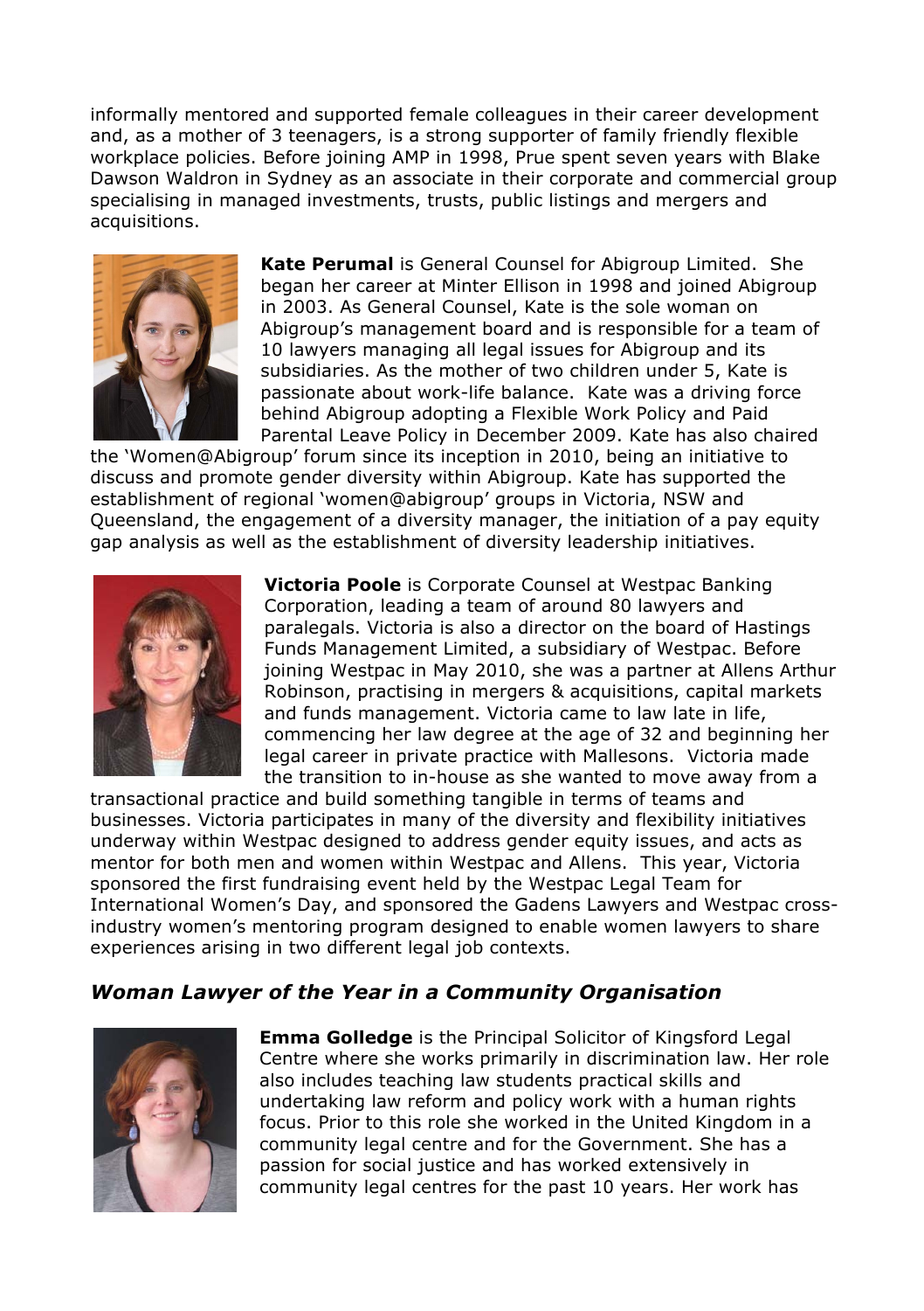informally mentored and supported female colleagues in their career development and, as a mother of 3 teenagers, is a strong supporter of family friendly flexible workplace policies. Before joining AMP in 1998, Prue spent seven years with Blake Dawson Waldron in Sydney as an associate in their corporate and commercial group specialising in managed investments, trusts, public listings and mergers and acquisitions.

**Kate Perumal** is General Counsel for Abigroup Limited. She began her career at Minter Ellison in 1998 and joined Abigroup in 2003. As General Counsel, Kate is the sole woman on Abigroup's management board and is responsible for a team of 10 lawyers managing all legal issues for Abigroup and its subsidiaries. As the mother of two children under 5, Kate is passionate about work-life balance. Kate was a driving force behind Abigroup adopting a Flexible Work Policy and Paid Parental Leave Policy in December 2009. Kate has also chaired the 'Women@Abigroup' forum since its inception in 2010, being an initiative to discuss and promote gender diversity within Abigroup. Kate has supported the establishment of regional 'women@abigroup' groups in Victoria, NSW and Queensland, the engagement of a diversity manager, the initiation of a pay equity gap analysis as well as the establishment of diversity leadership initiatives.

**Victoria Poole** is Corporate Counsel at Westpac Banking Corporation, leading a team of around 80 lawyers and paralegals. Victoria is also a director on the board of Hastings Funds Management Limited, a subsidiary of Westpac. Before joining Westpac in May 2010, she was a partner at Allens Arthur Robinson, practising in mergers & acquisitions, capital markets and funds management. Victoria came to law late in life, commencing her law degree at the age of 32 and beginning her legal career in private practice with Mallesons. Victoria made the transition to in-house as she wanted to move away from a transactional practice and build something tangible in terms of teams and businesses. Victoria participates in many of the diversity and flexibility initiatives underway within Westpac designed to address gender equity issues, and acts as mentor for both men and women within Westpac and Allens. This year, Victoria sponsored the first fundraising event held by the Westpac Legal Team for International Women's Day, and sponsored the Gadens Lawyers and Westpac cross-industry women's mentoring program designed to enable women lawyers to share experiences arising in two different legal job contexts.

## *Woman Lawyer of the Year in a Community Organisation*

**Emma Golledge** is the Principal Solicitor of Kingsford Legal Centre where she works primarily in discrimination law. Her role also includes teaching law students practical skills and undertaking law reform and policy work with a human rights focus. Prior to this role she worked in the United Kingdom in a community legal centre and for the Government. She has a passion for social justice and has worked extensively in community legal centres for the past 10 years. Her work has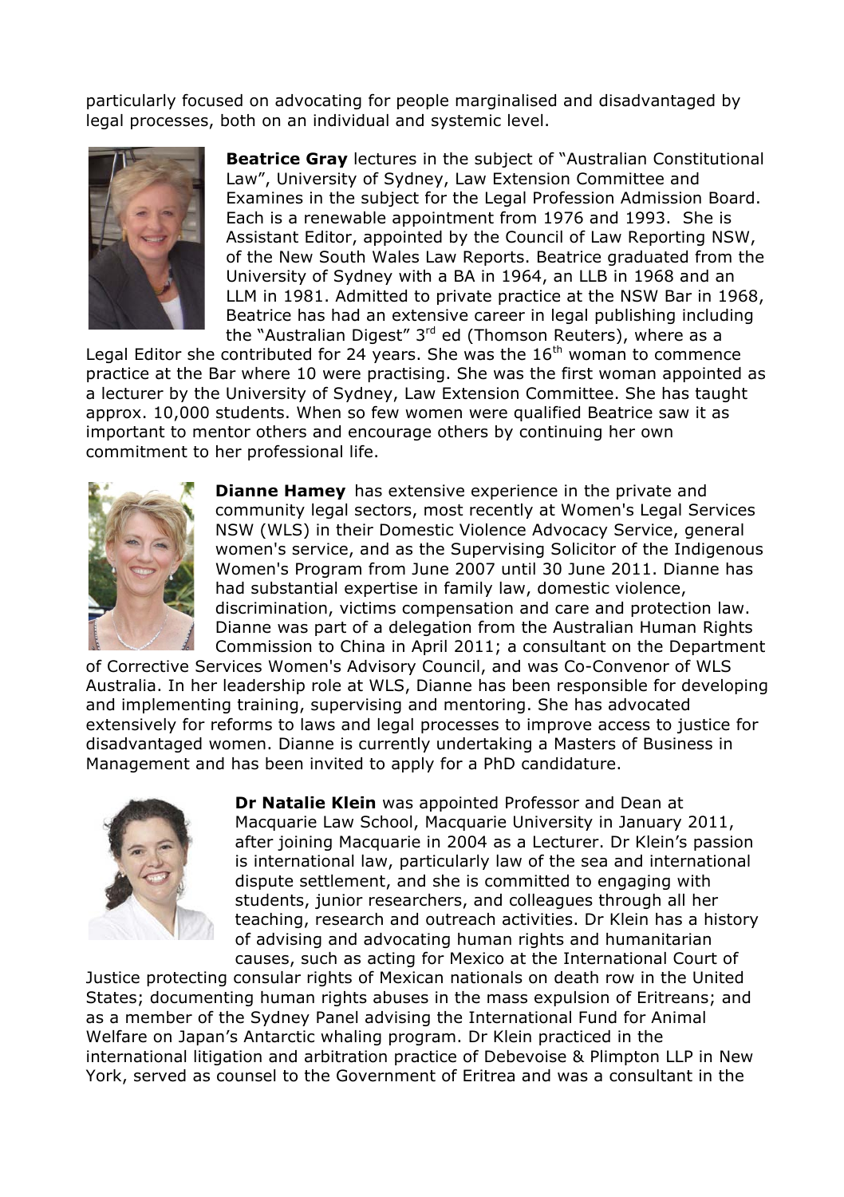particularly focused on advocating for people marginalised and disadvantaged by legal processes, both on an individual and systemic level.

**Beatrice Gray** lectures in the subject of "Australian Constitutional Law", University of Sydney, Law Extension Committee and Examines in the subject for the Legal Profession Admission Board. Each is a renewable appointment from 1976 and 1993. She is Assistant Editor, appointed by the Council of Law Reporting NSW, of the New South Wales Law Reports. Beatrice graduated from the University of Sydney with a BA in 1964, an LLB in 1968 and an LLM in 1981. Admitted to private practice at the NSW Bar in 1968, Beatrice has had an extensive career in legal publishing including the "Australian Digest" 3rd ed (Thomson Reuters), where as a Legal Editor she contributed for 24 years. She was the 16th woman to commence practice at the Bar where 10 were practising. She was the first woman appointed as a lecturer by the University of Sydney, Law Extension Committee. She has taught approx. 10,000 students. When so few women were qualified Beatrice saw it as important to mentor others and encourage others by continuing her own commitment to her professional life.

**Dianne Hamey** has extensive experience in the private and community legal sectors, most recently at Women's Legal Services NSW (WLS) in their Domestic Violence Advocacy Service, general women's service, and as the Supervising Solicitor of the Indigenous Women's Program from June 2007 until 30 June 2011. Dianne has had substantial expertise in family law, domestic violence, discrimination, victims compensation and care and protection law. Dianne was part of a delegation from the Australian Human Rights Commission to China in April 2011; a consultant on the Department of Corrective Services Women's Advisory Council, and was Co-Convenor of WLS Australia. In her leadership role at WLS, Dianne has been responsible for developing and implementing training, supervising and mentoring. She has advocated extensively for reforms to laws and legal processes to improve access to justice for disadvantaged women. Dianne is currently undertaking a Masters of Business in Management and has been invited to apply for a PhD candidature.

**Dr Natalie Klein** was appointed Professor and Dean at Macquarie Law School, Macquarie University in January 2011, after joining Macquarie in 2004 as a Lecturer. Dr Klein's passion is international law, particularly law of the sea and international dispute settlement, and she is committed to engaging with students, junior researchers, and colleagues through all her teaching, research and outreach activities. Dr Klein has a history of advising and advocating human rights and humanitarian causes, such as acting for Mexico at the International Court of Justice protecting consular rights of Mexican nationals on death row in the United States; documenting human rights abuses in the mass expulsion of Eritreans; and as a member of the Sydney Panel advising the International Fund for Animal Welfare on Japan's Antarctic whaling program. Dr Klein practiced in the international litigation and arbitration practice of Debevoise & Plimpton LLP in New York, served as counsel to the Government of Eritrea and was a consultant in the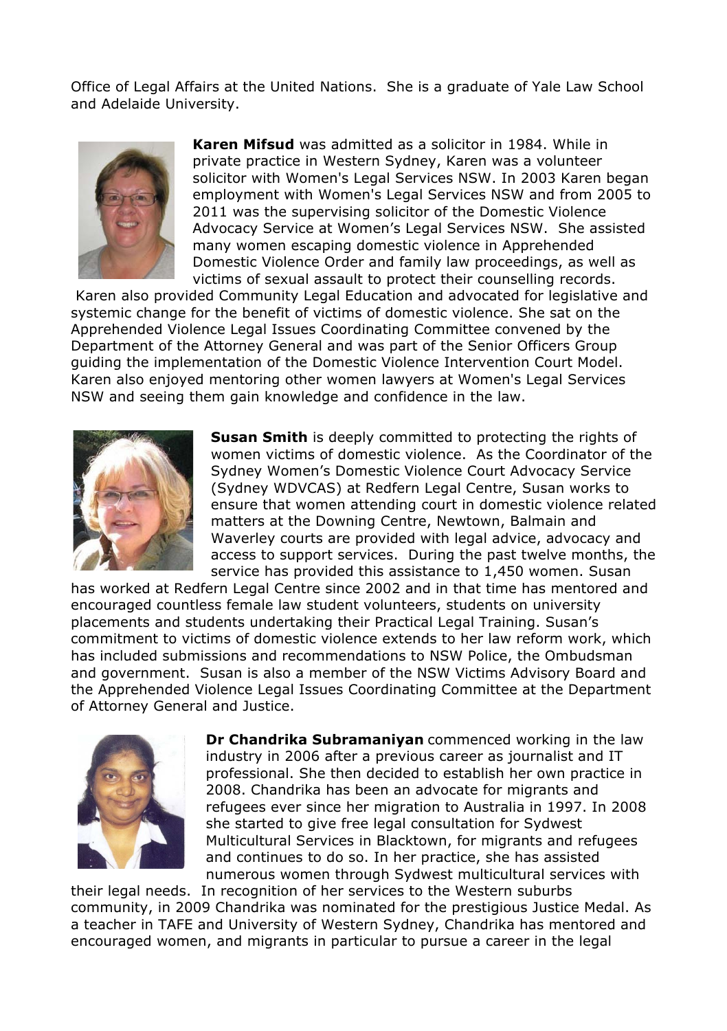Office of Legal Affairs at the United Nations. She is a graduate of Yale Law School and Adelaide University.

**Karen Mifsud** was admitted as a solicitor in 1984. While in private practice in Western Sydney, Karen was a volunteer solicitor with Women's Legal Services NSW. In 2003 Karen began employment with Women's Legal Services NSW and from 2005 to 2011 was the supervising solicitor of the Domestic Violence Advocacy Service at Women's Legal Services NSW. She assisted many women escaping domestic violence in Apprehended Domestic Violence Order and family law proceedings, as well as victims of sexual assault to protect their counselling records. Karen also provided Community Legal Education and advocated for legislative and systemic change for the benefit of victims of domestic violence. She sat on the Apprehended Violence Legal Issues Coordinating Committee convened by the Department of the Attorney General and was part of the Senior Officers Group guiding the implementation of the Domestic Violence Intervention Court Model. Karen also enjoyed mentoring other women lawyers at Women's Legal Services NSW and seeing them gain knowledge and confidence in the law.

**Susan Smith** is deeply committed to protecting the rights of women victims of domestic violence. As the Coordinator of the Sydney Women's Domestic Violence Court Advocacy Service (Sydney WDVCAS) at Redfern Legal Centre, Susan works to ensure that women attending court in domestic violence related matters at the Downing Centre, Newtown, Balmain and Waverley courts are provided with legal advice, advocacy and access to support services. During the past twelve months, the service has provided this assistance to 1,450 women. Susan has worked at Redfern Legal Centre since 2002 and in that time has mentored and encouraged countless female law student volunteers, students on university placements and students undertaking their Practical Legal Training. Susan's commitment to victims of domestic violence extends to her law reform work, which has included submissions and recommendations to NSW Police, the Ombudsman and government. Susan is also a member of the NSW Victims Advisory Board and the Apprehended Violence Legal Issues Coordinating Committee at the Department of Attorney General and Justice.

**Dr Chandrika Subramaniyan** commenced working in the law industry in 2006 after a previous career as journalist and IT professional. She then decided to establish her own practice in 2008. Chandrika has been an advocate for migrants and refugees ever since her migration to Australia in 1997. In 2008 she started to give free legal consultation for Sydwest Multicultural Services in Blacktown, for migrants and refugees and continues to do so. In her practice, she has assisted numerous women through Sydwest multicultural services with their legal needs. In recognition of her services to the Western suburbs community, in 2009 Chandrika was nominated for the prestigious Justice Medal. As a teacher in TAFE and University of Western Sydney, Chandrika has mentored and encouraged women, and migrants in particular to pursue a career in the legal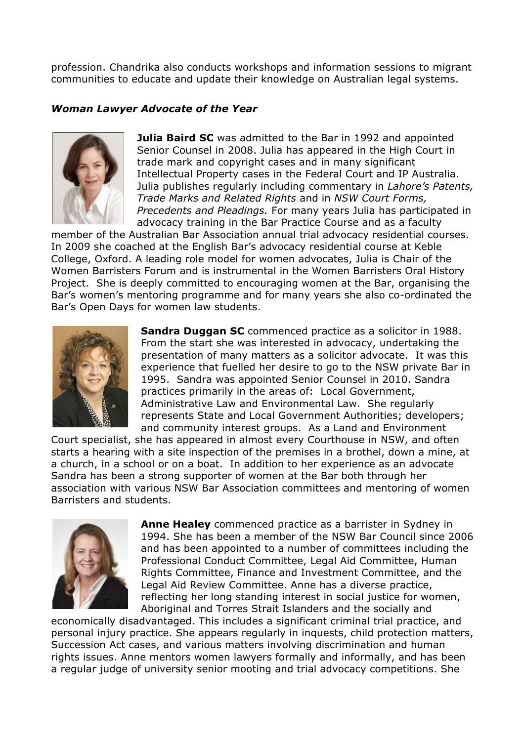profession. Chandrika also conducts workshops and information sessions to migrant communities to educate and update their knowledge on Australian legal systems.

***Woman Lawyer Advocate of the Year***

**Julia Baird SC** was admitted to the Bar in 1992 and appointed Senior Counsel in 2008. Julia has appeared in the High Court in trade mark and copyright cases and in many significant Intellectual Property cases in the Federal Court and IP Australia. Julia publishes regularly including commentary in *Lahore's Patents, Trade Marks and Related Rights* and in *NSW Court Forms, Precedents and Pleadings.* For many years Julia has participated in advocacy training in the Bar Practice Course and as a faculty member of the Australian Bar Association annual trial advocacy residential courses. In 2009 she coached at the English Bar's advocacy residential course at Keble College, Oxford. A leading role model for women advocates, Julia is Chair of the Women Barristers Forum and is instrumental in the Women Barristers Oral History Project. She is deeply committed to encouraging women at the Bar, organising the Bar's women's mentoring programme and for many years she also co-ordinated the Bar's Open Days for women law students.

**Sandra Duggan SC** commenced practice as a solicitor in 1988. From the start she was interested in advocacy, undertaking the presentation of many matters as a solicitor advocate. It was this experience that fuelled her desire to go to the NSW private Bar in 1995. Sandra was appointed Senior Counsel in 2010. Sandra practices primarily in the areas of: Local Government, Administrative Law and Environmental Law. She regularly represents State and Local Government Authorities; developers; and community interest groups. As a Land and Environment Court specialist, she has appeared in almost every Courthouse in NSW, and often starts a hearing with a site inspection of the premises in a brothel, down a mine, at a church, in a school or on a boat. In addition to her experience as an advocate Sandra has been a strong supporter of women at the Bar both through her association with various NSW Bar Association committees and mentoring of women Barristers and students.

**Anne Healey** commenced practice as a barrister in Sydney in 1994. She has been a member of the NSW Bar Council since 2006 and has been appointed to a number of committees including the Professional Conduct Committee, Legal Aid Committee, Human Rights Committee, Finance and Investment Committee, and the Legal Aid Review Committee. Anne has a diverse practice, reflecting her long standing interest in social justice for women, Aboriginal and Torres Strait Islanders and the socially and economically disadvantaged. This includes a significant criminal trial practice, and personal injury practice. She appears regularly in inquests, child protection matters, Succession Act cases, and various matters involving discrimination and human rights issues. Anne mentors women lawyers formally and informally, and has been a regular judge of university senior mooting and trial advocacy competitions. She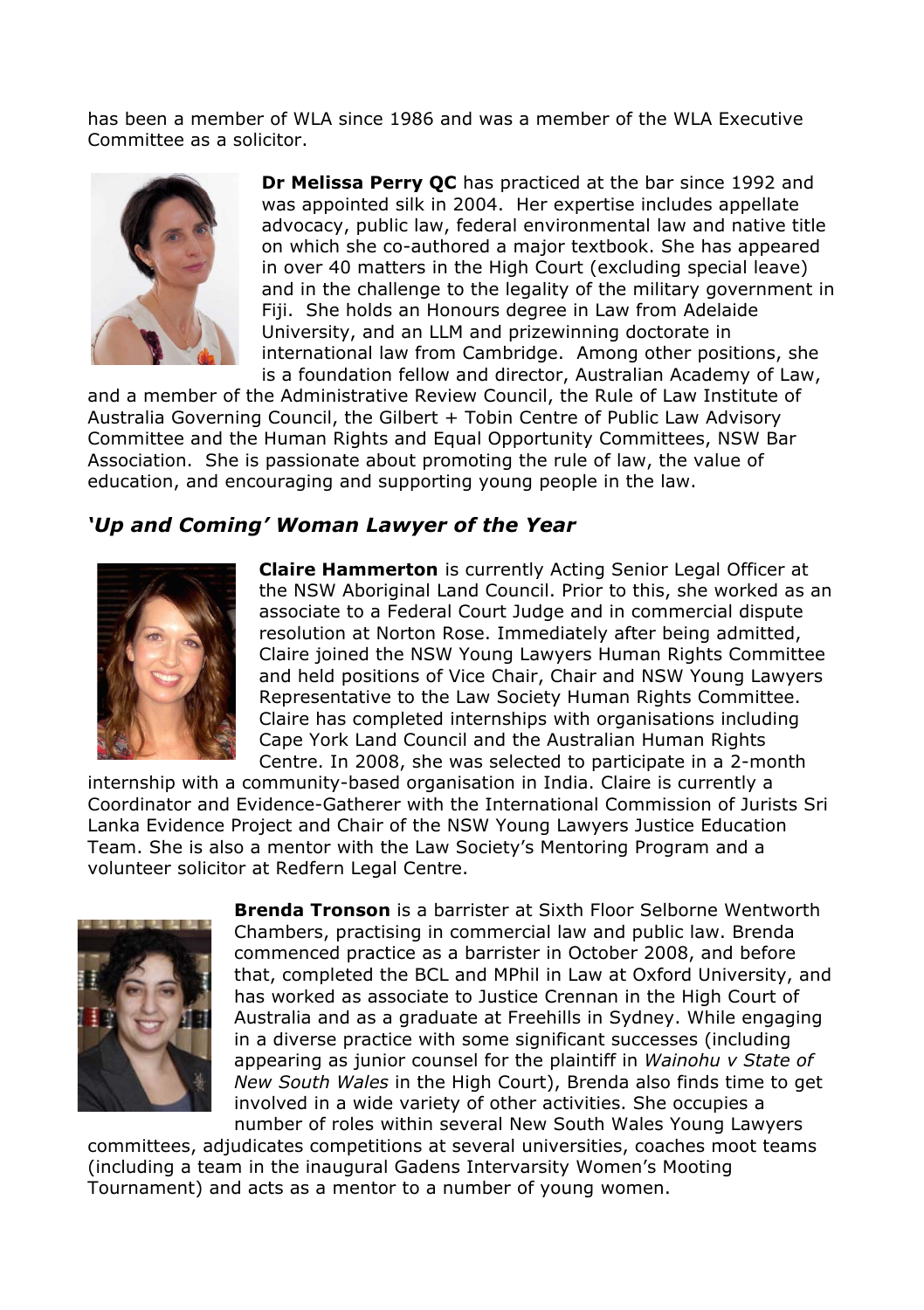has been a member of WLA since 1986 and was a member of the WLA Executive Committee as a solicitor.

**Dr Melissa Perry QC** has practiced at the bar since 1992 and was appointed silk in 2004. Her expertise includes appellate advocacy, public law, federal environmental law and native title on which she co-authored a major textbook. She has appeared in over 40 matters in the High Court (excluding special leave) and in the challenge to the legality of the military government in Fiji. She holds an Honours degree in Law from Adelaide University, and an LLM and prizewinning doctorate in international law from Cambridge. Among other positions, she is a foundation fellow and director, Australian Academy of Law, and a member of the Administrative Review Council, the Rule of Law Institute of Australia Governing Council, the Gilbert + Tobin Centre of Public Law Advisory Committee and the Human Rights and Equal Opportunity Committees, NSW Bar Association. She is passionate about promoting the rule of law, the value of education, and encouraging and supporting young people in the law.

## *'Up and Coming' Woman Lawyer of the Year*

**Claire Hammerton** is currently Acting Senior Legal Officer at the NSW Aboriginal Land Council. Prior to this, she worked as an associate to a Federal Court Judge and in commercial dispute resolution at Norton Rose. Immediately after being admitted, Claire joined the NSW Young Lawyers Human Rights Committee and held positions of Vice Chair, Chair and NSW Young Lawyers Representative to the Law Society Human Rights Committee. Claire has completed internships with organisations including Cape York Land Council and the Australian Human Rights Centre. In 2008, she was selected to participate in a 2-month internship with a community-based organisation in India. Claire is currently a Coordinator and Evidence-Gatherer with the International Commission of Jurists Sri Lanka Evidence Project and Chair of the NSW Young Lawyers Justice Education Team. She is also a mentor with the Law Society's Mentoring Program and a volunteer solicitor at Redfern Legal Centre.

**Brenda Tronson** is a barrister at Sixth Floor Selborne Wentworth Chambers, practising in commercial law and public law. Brenda commenced practice as a barrister in October 2008, and before that, completed the BCL and MPhil in Law at Oxford University, and has worked as associate to Justice Crennan in the High Court of Australia and as a graduate at Freehills in Sydney. While engaging in a diverse practice with some significant successes (including appearing as junior counsel for the plaintiff in *Wainohu v State of New South Wales* in the High Court), Brenda also finds time to get involved in a wide variety of other activities. She occupies a number of roles within several New South Wales Young Lawyers committees, adjudicates competitions at several universities, coaches moot teams (including a team in the inaugural Gadens Intervarsity Women's Mooting Tournament) and acts as a mentor to a number of young women.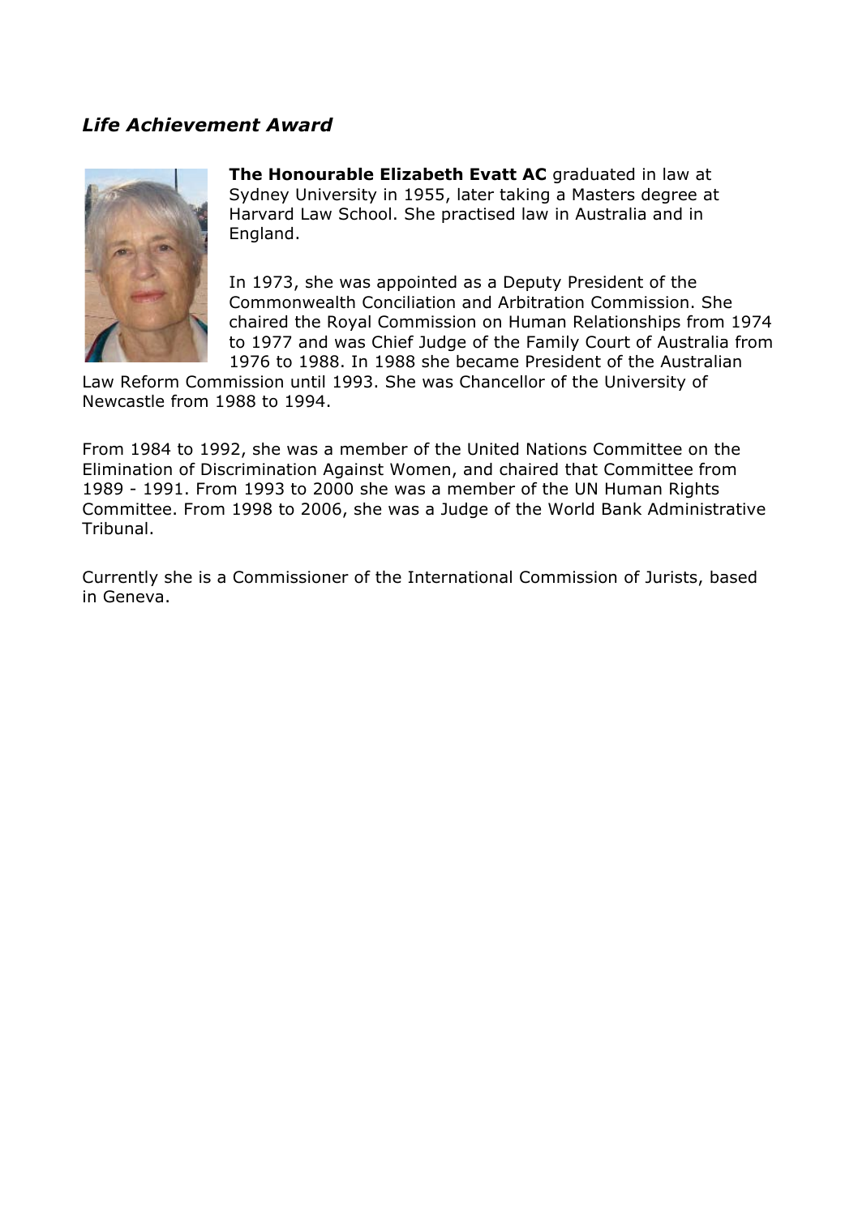## *Life Achievement Award*

**The Honourable Elizabeth Evatt AC** graduated in law at Sydney University in 1955, later taking a Masters degree at Harvard Law School. She practised law in Australia and in England.

In 1973, she was appointed as a Deputy President of the Commonwealth Conciliation and Arbitration Commission. She chaired the Royal Commission on Human Relationships from 1974 to 1977 and was Chief Judge of the Family Court of Australia from 1976 to 1988. In 1988 she became President of the Australian Law Reform Commission until 1993. She was Chancellor of the University of Newcastle from 1988 to 1994.

From 1984 to 1992, she was a member of the United Nations Committee on the Elimination of Discrimination Against Women, and chaired that Committee from 1989 - 1991. From 1993 to 2000 she was a member of the UN Human Rights Committee. From 1998 to 2006, she was a Judge of the World Bank Administrative Tribunal.

Currently she is a Commissioner of the International Commission of Jurists, based in Geneva.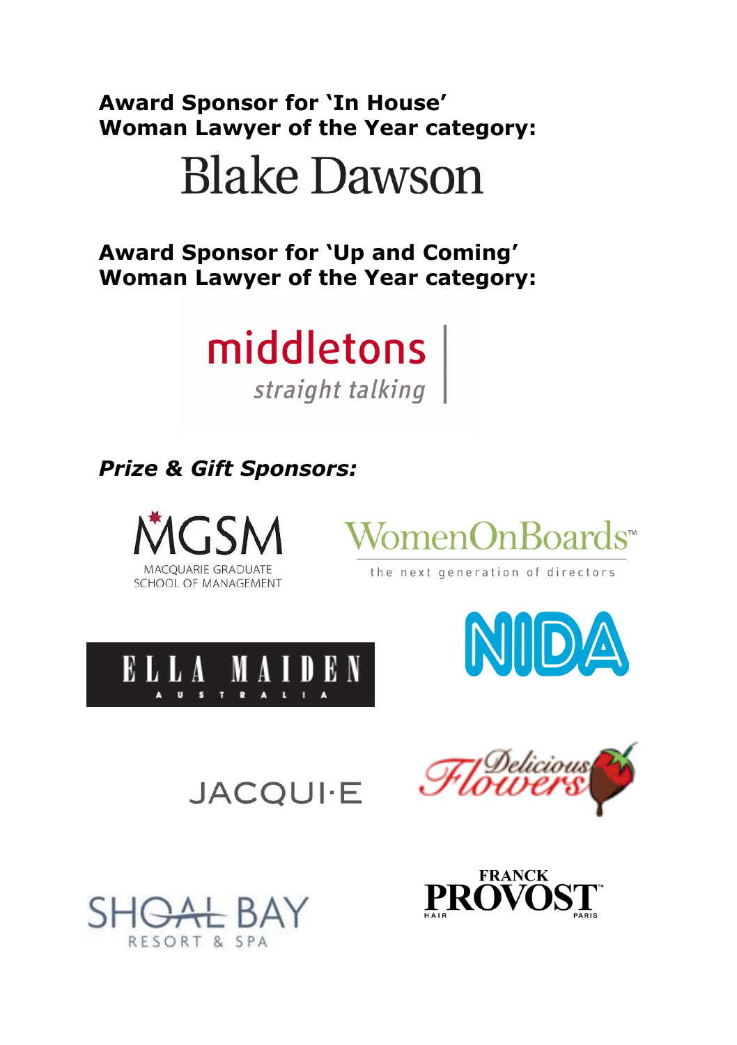**Award Sponsor for 'In House' Woman Lawyer of the Year category:**

Blake Dawson

**Award Sponsor for 'Up and Coming' Woman Lawyer of the Year category:**

middletons | straight talking

***Prize & Gift Sponsors:***

MGSM MACQUARIE GRADUATE SCHOOL OF MANAGEMENT

WomenOnBoards™ the next generation of directors

ELLA MAIDEN AUSTRALIA

NIDA

JACQUI·E

Delicious Flowers

SHOAL BAY RESORT & SPA

FRANCK PROVOST™ HAIR PARIS